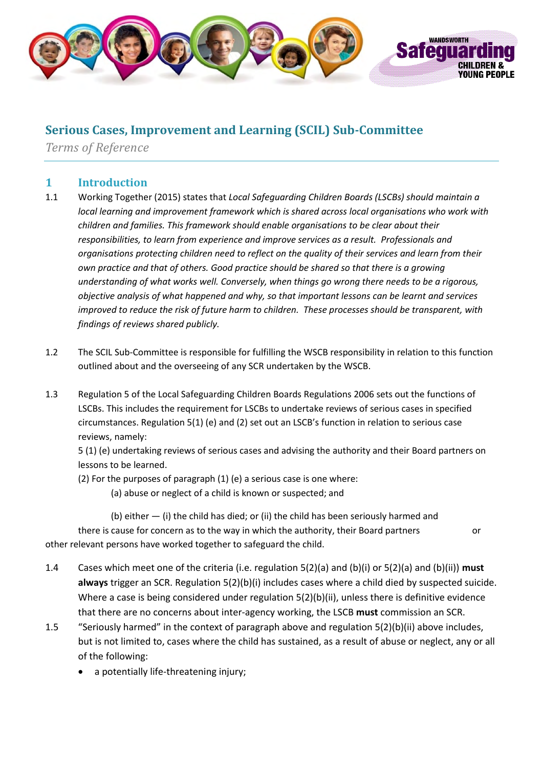# Serious Cases, Improvement and Learning (SCIL) Sub-Committee

*Terms of Reference*

## 1 Introduction

1.1 Working Together (2015) states that *Local Safeguarding Children Boards (LSCBs) should maintain a local learning and improvement framework which is shared across local organisations who work with children and families. This framework should enable organisations to be clear about their responsibilities, to learn from experience and improve services as a result. Professionals and organisations protecting children need to reflect on the quality of their services and learn from their own practice and that of others. Good practice should be shared so that there is a growing understanding of what works well. Conversely, when things go wrong there needs to be a rigorous, objective analysis of what happened and why, so that important lessons can be learnt and services improved to reduce the risk of future harm to children. These processes should be transparent, with findings of reviews shared publicly.*

1.2 The SCIL Sub-Committee is responsible for fulfilling the WSCB responsibility in relation to this function outlined about and the overseeing of any SCR undertaken by the WSCB.

1.3 Regulation 5 of the Local Safeguarding Children Boards Regulations 2006 sets out the functions of LSCBs. This includes the requirement for LSCBs to undertake reviews of serious cases in specified circumstances. Regulation 5(1) (e) and (2) set out an LSCB's function in relation to serious case reviews, namely:

5 (1) (e) undertaking reviews of serious cases and advising the authority and their Board partners on lessons to be learned.

(2) For the purposes of paragraph (1) (e) a serious case is one where:

(a) abuse or neglect of a child is known or suspected; and

(b) either — (i) the child has died; or (ii) the child has been seriously harmed and there is cause for concern as to the way in which the authority, their Board partners or other relevant persons have worked together to safeguard the child.

1.4 Cases which meet one of the criteria (i.e. regulation 5(2)(a) and (b)(i) or 5(2)(a) and (b)(ii)) **must always** trigger an SCR. Regulation 5(2)(b)(i) includes cases where a child died by suspected suicide. Where a case is being considered under regulation 5(2)(b)(ii), unless there is definitive evidence that there are no concerns about inter-agency working, the LSCB **must** commission an SCR.

1.5 "Seriously harmed" in the context of paragraph above and regulation 5(2)(b)(ii) above includes, but is not limited to, cases where the child has sustained, as a result of abuse or neglect, any or all of the following:

- a potentially life-threatening injury;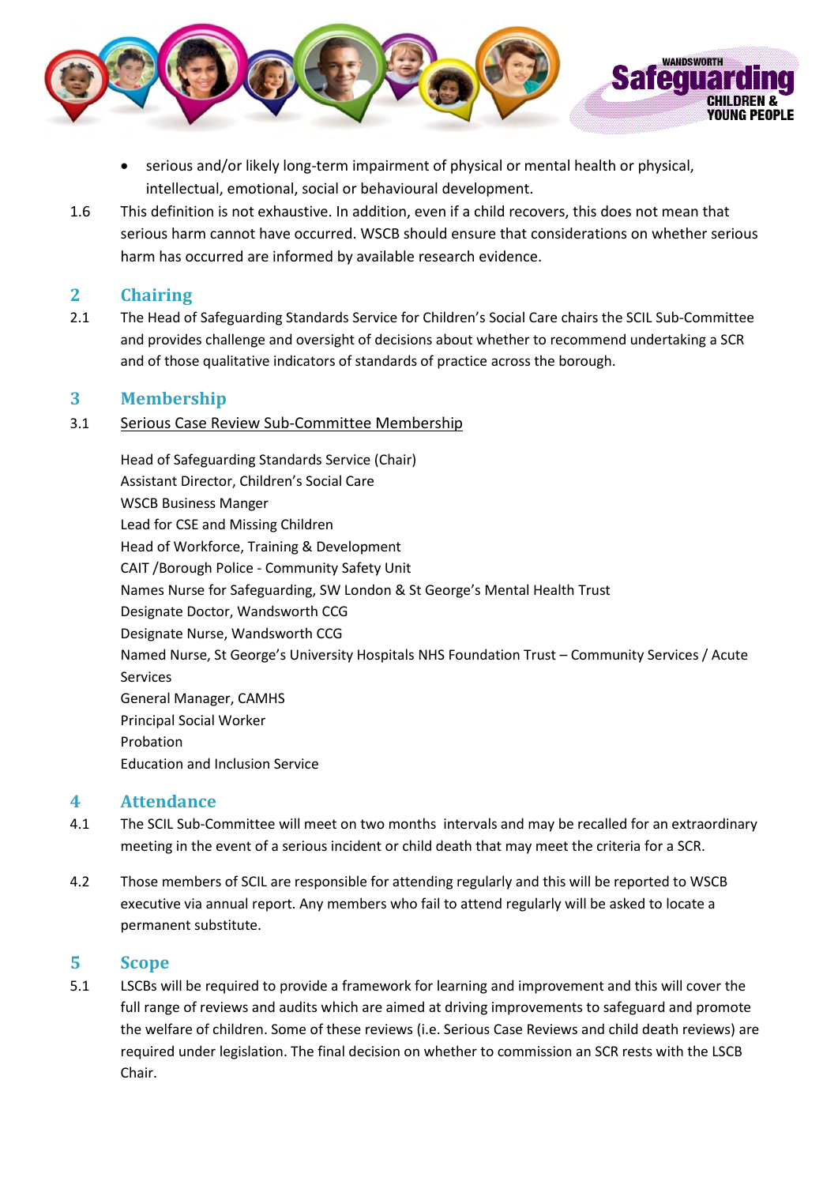- serious and/or likely long-term impairment of physical or mental health or physical, intellectual, emotional, social or behavioural development.

1.6 This definition is not exhaustive. In addition, even if a child recovers, this does not mean that serious harm cannot have occurred. WSCB should ensure that considerations on whether serious harm has occurred are informed by available research evidence.

## 2 Chairing

2.1 The Head of Safeguarding Standards Service for Children's Social Care chairs the SCIL Sub-Committee and provides challenge and oversight of decisions about whether to recommend undertaking a SCR and of those qualitative indicators of standards of practice across the borough.

## 3 Membership

3.1 Serious Case Review Sub-Committee Membership

Head of Safeguarding Standards Service (Chair)
Assistant Director, Children's Social Care
WSCB Business Manger
Lead for CSE and Missing Children
Head of Workforce, Training & Development
CAIT /Borough Police - Community Safety Unit
Names Nurse for Safeguarding, SW London & St George's Mental Health Trust
Designate Doctor, Wandsworth CCG
Designate Nurse, Wandsworth CCG
Named Nurse, St George's University Hospitals NHS Foundation Trust – Community Services / Acute Services
General Manager, CAMHS
Principal Social Worker
Probation
Education and Inclusion Service

## 4 Attendance

4.1 The SCIL Sub-Committee will meet on two months intervals and may be recalled for an extraordinary meeting in the event of a serious incident or child death that may meet the criteria for a SCR.

4.2 Those members of SCIL are responsible for attending regularly and this will be reported to WSCB executive via annual report. Any members who fail to attend regularly will be asked to locate a permanent substitute.

## 5 Scope

5.1 LSCBs will be required to provide a framework for learning and improvement and this will cover the full range of reviews and audits which are aimed at driving improvements to safeguard and promote the welfare of children. Some of these reviews (i.e. Serious Case Reviews and child death reviews) are required under legislation. The final decision on whether to commission an SCR rests with the LSCB Chair.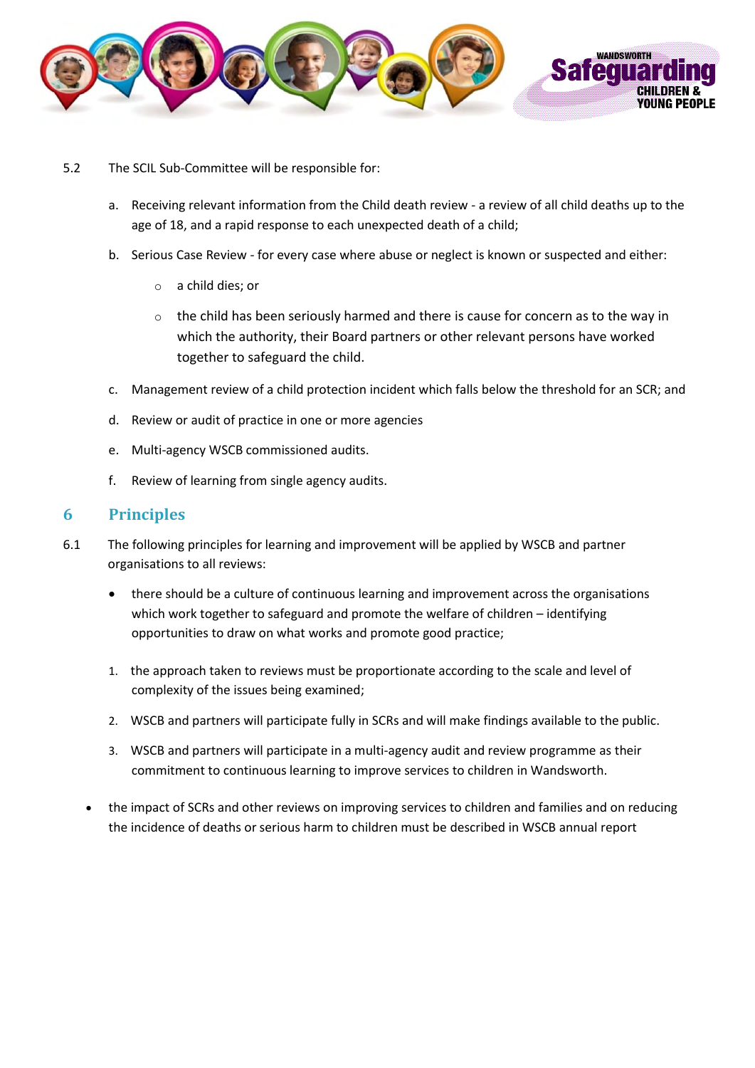5.2 The SCIL Sub-Committee will be responsible for:

a. Receiving relevant information from the Child death review - a review of all child deaths up to the age of 18, and a rapid response to each unexpected death of a child;

b. Serious Case Review - for every case where abuse or neglect is known or suspected and either:

   - a child dies; or
   - the child has been seriously harmed and there is cause for concern as to the way in which the authority, their Board partners or other relevant persons have worked together to safeguard the child.

c. Management review of a child protection incident which falls below the threshold for an SCR; and

d. Review or audit of practice in one or more agencies

e. Multi-agency WSCB commissioned audits.

f. Review of learning from single agency audits.

## 6 Principles

6.1 The following principles for learning and improvement will be applied by WSCB and partner organisations to all reviews:

- there should be a culture of continuous learning and improvement across the organisations which work together to safeguard and promote the welfare of children – identifying opportunities to draw on what works and promote good practice;

1. the approach taken to reviews must be proportionate according to the scale and level of complexity of the issues being examined;
2. WSCB and partners will participate fully in SCRs and will make findings available to the public.
3. WSCB and partners will participate in a multi-agency audit and review programme as their commitment to continuous learning to improve services to children in Wandsworth.

- the impact of SCRs and other reviews on improving services to children and families and on reducing the incidence of deaths or serious harm to children must be described in WSCB annual report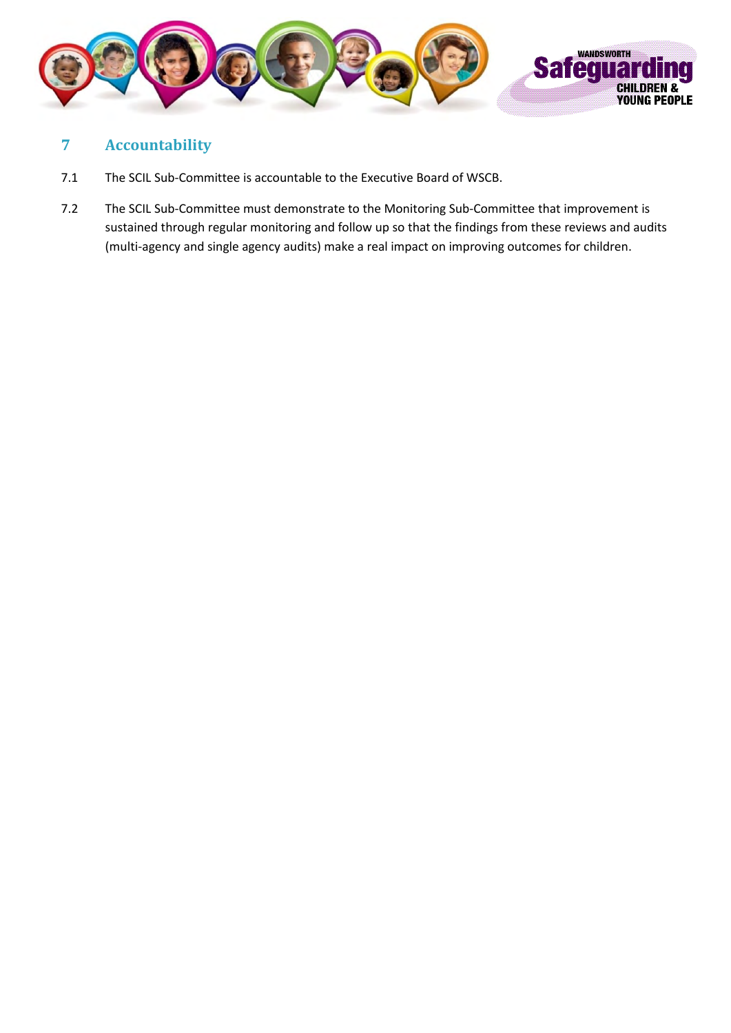## 7 Accountability

7.1 The SCIL Sub-Committee is accountable to the Executive Board of WSCB.

7.2 The SCIL Sub-Committee must demonstrate to the Monitoring Sub-Committee that improvement is sustained through regular monitoring and follow up so that the findings from these reviews and audits (multi-agency and single agency audits) make a real impact on improving outcomes for children.